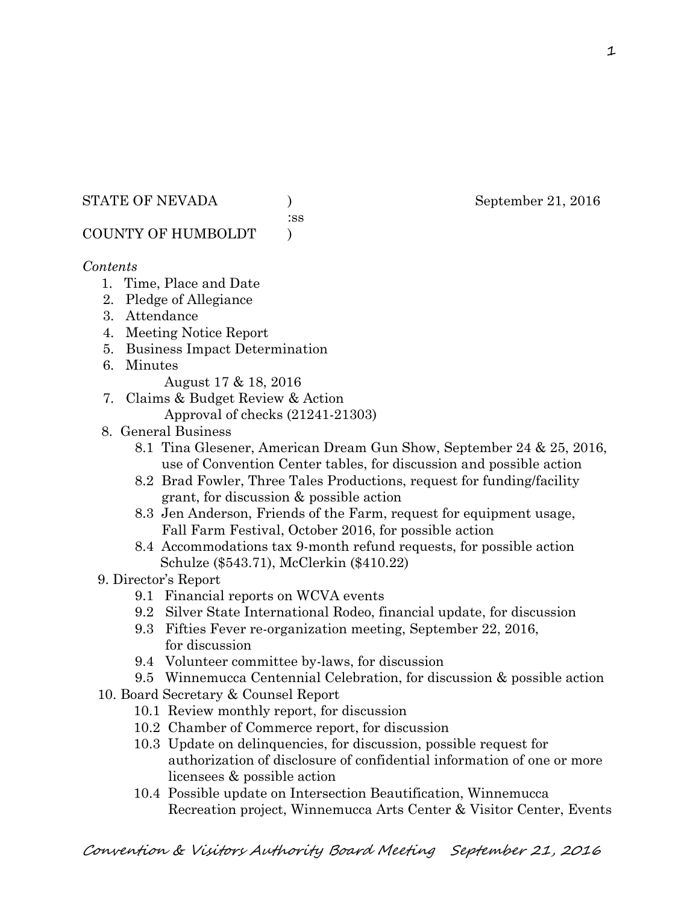STATE OF NEVADA ) September 21, 2016
:ss
COUNTY OF HUMBOLDT )

*Contents*

1. Time, Place and Date
2. Pledge of Allegiance
3. Attendance
4. Meeting Notice Report
5. Business Impact Determination
6. Minutes
   August 17 & 18, 2016
7. Claims & Budget Review & Action
   Approval of checks (21241-21303)
8. General Business
   - 8.1 Tina Glesener, American Dream Gun Show, September 24 & 25, 2016, use of Convention Center tables, for discussion and possible action
   - 8.2 Brad Fowler, Three Tales Productions, request for funding/facility grant, for discussion & possible action
   - 8.3 Jen Anderson, Friends of the Farm, request for equipment usage, Fall Farm Festival, October 2016, for possible action
   - 8.4 Accommodations tax 9-month refund requests, for possible action Schulze ($543.71), McClerkin ($410.22)
9. Director's Report
   - 9.1 Financial reports on WCVA events
   - 9.2 Silver State International Rodeo, financial update, for discussion
   - 9.3 Fifties Fever re-organization meeting, September 22, 2016, for discussion
   - 9.4 Volunteer committee by-laws, for discussion
   - 9.5 Winnemucca Centennial Celebration, for discussion & possible action
10. Board Secretary & Counsel Report
    - 10.1 Review monthly report, for discussion
    - 10.2 Chamber of Commerce report, for discussion
    - 10.3 Update on delinquencies, for discussion, possible request for authorization of disclosure of confidential information of one or more licensees & possible action
    - 10.4 Possible update on Intersection Beautification, Winnemucca Recreation project, Winnemucca Arts Center & Visitor Center, Events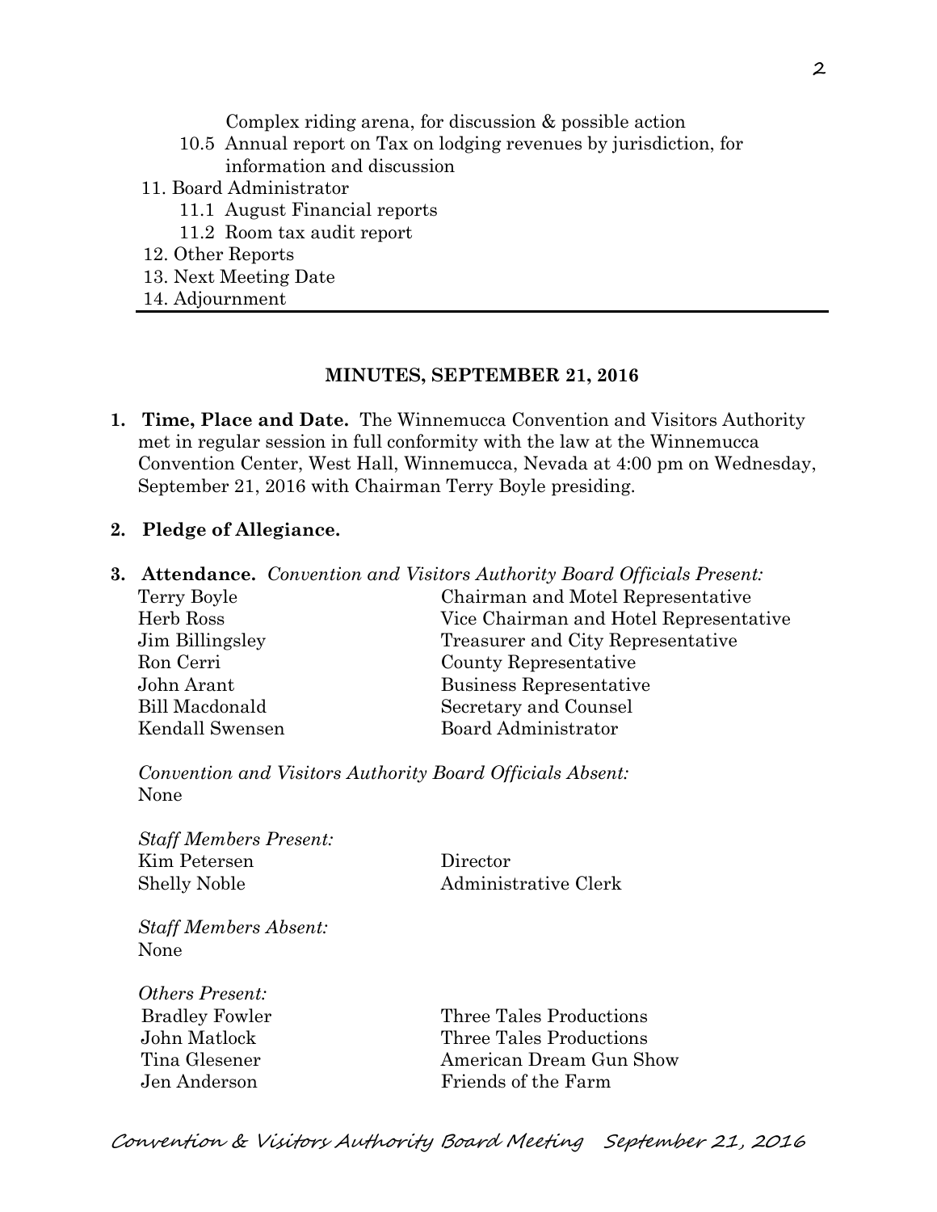Complex riding arena, for discussion & possible action

10.5 Annual report on Tax on lodging revenues by jurisdiction, for information and discussion

11. Board Administrator
    - 11.1 August Financial reports
    - 11.2 Room tax audit report
12. Other Reports
13. Next Meeting Date
14. Adjournment

---

## MINUTES, SEPTEMBER 21, 2016

**1. Time, Place and Date.** The Winnemucca Convention and Visitors Authority met in regular session in full conformity with the law at the Winnemucca Convention Center, West Hall, Winnemucca, Nevada at 4:00 pm on Wednesday, September 21, 2016 with Chairman Terry Boyle presiding.

**2. Pledge of Allegiance.**

**3. Attendance.** *Convention and Visitors Authority Board Officials Present:*

| | |
|---|---|
| Terry Boyle | Chairman and Motel Representative |
| Herb Ross | Vice Chairman and Hotel Representative |
| Jim Billingsley | Treasurer and City Representative |
| Ron Cerri | County Representative |
| John Arant | Business Representative |
| Bill Macdonald | Secretary and Counsel |
| Kendall Swensen | Board Administrator |

*Convention and Visitors Authority Board Officials Absent:*
None

*Staff Members Present:*

| | |
|---|---|
| Kim Petersen | Director |
| Shelly Noble | Administrative Clerk |

*Staff Members Absent:*
None

*Others Present:*

| | |
|---|---|
| Bradley Fowler | Three Tales Productions |
| John Matlock | Three Tales Productions |
| Tina Glesener | American Dream Gun Show |
| Jen Anderson | Friends of the Farm |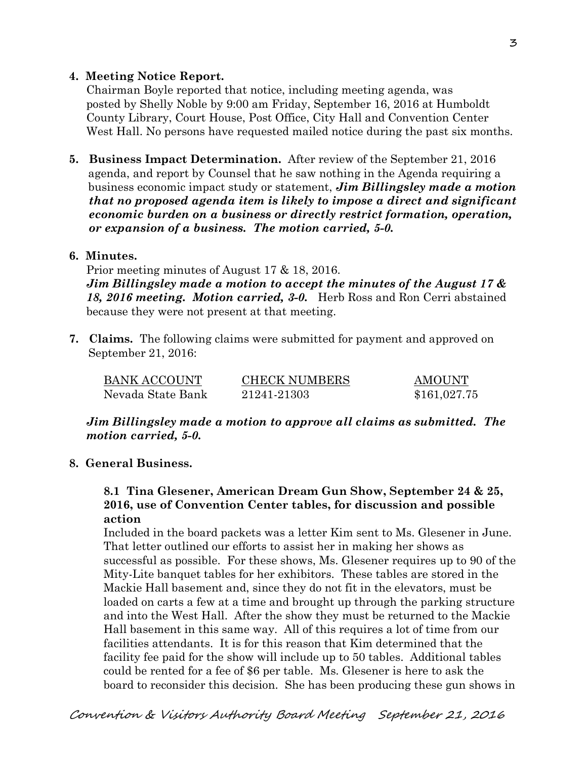**4. Meeting Notice Report.**

Chairman Boyle reported that notice, including meeting agenda, was posted by Shelly Noble by 9:00 am Friday, September 16, 2016 at Humboldt County Library, Court House, Post Office, City Hall and Convention Center West Hall. No persons have requested mailed notice during the past six months.

**5. Business Impact Determination.** After review of the September 21, 2016 agenda, and report by Counsel that he saw nothing in the Agenda requiring a business economic impact study or statement, ***Jim Billingsley made a motion that no proposed agenda item is likely to impose a direct and significant economic burden on a business or directly restrict formation, operation, or expansion of a business. The motion carried, 5-0.***

**6. Minutes.**

Prior meeting minutes of August 17 & 18, 2016.

***Jim Billingsley made a motion to accept the minutes of the August 17 & 18, 2016 meeting. Motion carried, 3-0.*** Herb Ross and Ron Cerri abstained because they were not present at that meeting.

**7. Claims.** The following claims were submitted for payment and approved on September 21, 2016:

| BANK ACCOUNT | CHECK NUMBERS | AMOUNT |
|---|---|---|
| Nevada State Bank | 21241-21303 | $161,027.75 |

***Jim Billingsley made a motion to approve all claims as submitted. The motion carried, 5-0.***

**8. General Business.**

**8.1 Tina Glesener, American Dream Gun Show, September 24 & 25, 2016, use of Convention Center tables, for discussion and possible action**

Included in the board packets was a letter Kim sent to Ms. Glesener in June. That letter outlined our efforts to assist her in making her shows as successful as possible. For these shows, Ms. Glesener requires up to 90 of the Mity-Lite banquet tables for her exhibitors. These tables are stored in the Mackie Hall basement and, since they do not fit in the elevators, must be loaded on carts a few at a time and brought up through the parking structure and into the West Hall. After the show they must be returned to the Mackie Hall basement in this same way. All of this requires a lot of time from our facilities attendants. It is for this reason that Kim determined that the facility fee paid for the show will include up to 50 tables. Additional tables could be rented for a fee of $6 per table. Ms. Glesener is here to ask the board to reconsider this decision. She has been producing these gun shows in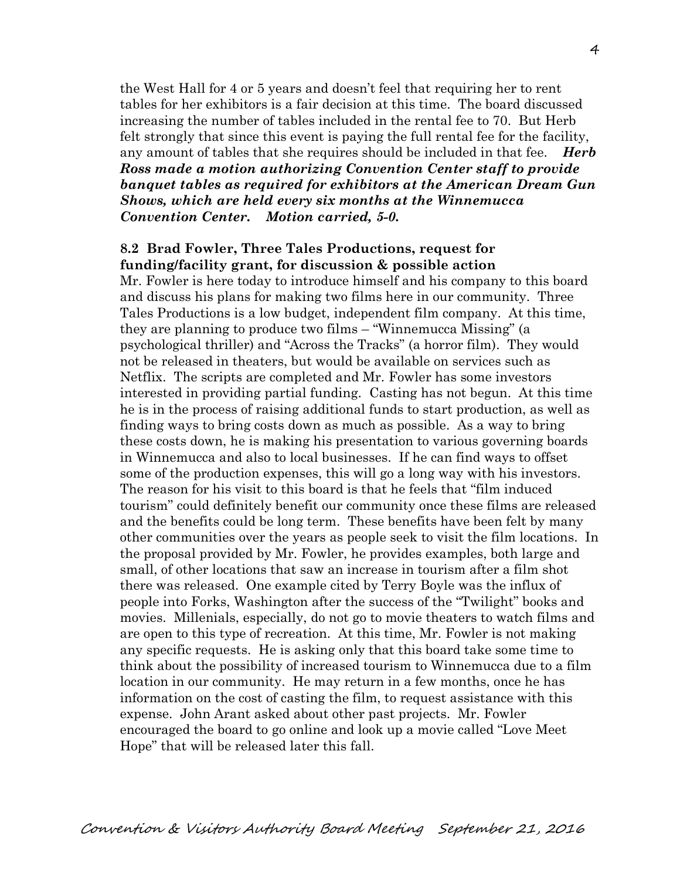the West Hall for 4 or 5 years and doesn't feel that requiring her to rent tables for her exhibitors is a fair decision at this time. The board discussed increasing the number of tables included in the rental fee to 70. But Herb felt strongly that since this event is paying the full rental fee for the facility, any amount of tables that she requires should be included in that fee. ***Herb Ross made a motion authorizing Convention Center staff to provide banquet tables as required for exhibitors at the American Dream Gun Shows, which are held every six months at the Winnemucca Convention Center. Motion carried, 5-0.***

**8.2 Brad Fowler, Three Tales Productions, request for funding/facility grant, for discussion & possible action**

Mr. Fowler is here today to introduce himself and his company to this board and discuss his plans for making two films here in our community. Three Tales Productions is a low budget, independent film company. At this time, they are planning to produce two films – "Winnemucca Missing" (a psychological thriller) and "Across the Tracks" (a horror film). They would not be released in theaters, but would be available on services such as Netflix. The scripts are completed and Mr. Fowler has some investors interested in providing partial funding. Casting has not begun. At this time he is in the process of raising additional funds to start production, as well as finding ways to bring costs down as much as possible. As a way to bring these costs down, he is making his presentation to various governing boards in Winnemucca and also to local businesses. If he can find ways to offset some of the production expenses, this will go a long way with his investors. The reason for his visit to this board is that he feels that "film induced tourism" could definitely benefit our community once these films are released and the benefits could be long term. These benefits have been felt by many other communities over the years as people seek to visit the film locations. In the proposal provided by Mr. Fowler, he provides examples, both large and small, of other locations that saw an increase in tourism after a film shot there was released. One example cited by Terry Boyle was the influx of people into Forks, Washington after the success of the "Twilight" books and movies. Millenials, especially, do not go to movie theaters to watch films and are open to this type of recreation. At this time, Mr. Fowler is not making any specific requests. He is asking only that this board take some time to think about the possibility of increased tourism to Winnemucca due to a film location in our community. He may return in a few months, once he has information on the cost of casting the film, to request assistance with this expense. John Arant asked about other past projects. Mr. Fowler encouraged the board to go online and look up a movie called "Love Meet Hope" that will be released later this fall.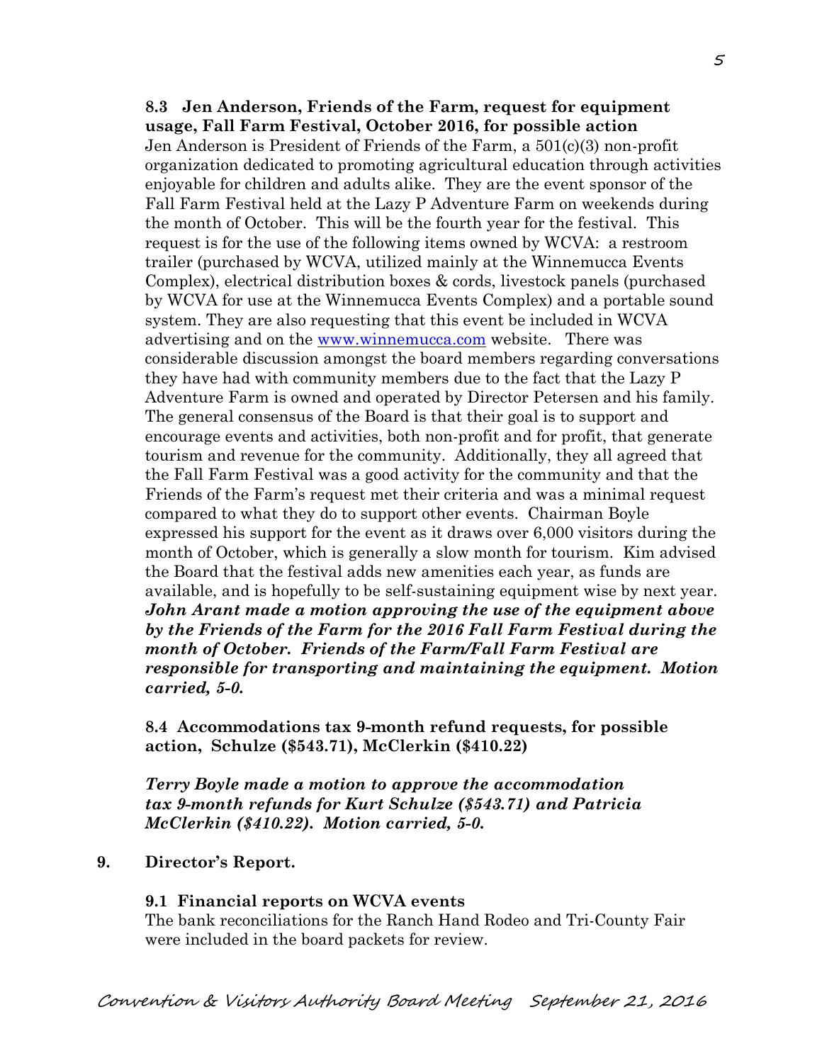**8.3 Jen Anderson, Friends of the Farm, request for equipment usage, Fall Farm Festival, October 2016, for possible action**

Jen Anderson is President of Friends of the Farm, a 501(c)(3) non-profit organization dedicated to promoting agricultural education through activities enjoyable for children and adults alike. They are the event sponsor of the Fall Farm Festival held at the Lazy P Adventure Farm on weekends during the month of October. This will be the fourth year for the festival. This request is for the use of the following items owned by WCVA: a restroom trailer (purchased by WCVA, utilized mainly at the Winnemucca Events Complex), electrical distribution boxes & cords, livestock panels (purchased by WCVA for use at the Winnemucca Events Complex) and a portable sound system. They are also requesting that this event be included in WCVA advertising and on the [www.winnemucca.com](www.winnemucca.com) website. There was considerable discussion amongst the board members regarding conversations they have had with community members due to the fact that the Lazy P Adventure Farm is owned and operated by Director Petersen and his family. The general consensus of the Board is that their goal is to support and encourage events and activities, both non-profit and for profit, that generate tourism and revenue for the community. Additionally, they all agreed that the Fall Farm Festival was a good activity for the community and that the Friends of the Farm's request met their criteria and was a minimal request compared to what they do to support other events. Chairman Boyle expressed his support for the event as it draws over 6,000 visitors during the month of October, which is generally a slow month for tourism. Kim advised the Board that the festival adds new amenities each year, as funds are available, and is hopefully to be self-sustaining equipment wise by next year. ***John Arant made a motion approving the use of the equipment above by the Friends of the Farm for the 2016 Fall Farm Festival during the month of October. Friends of the Farm/Fall Farm Festival are responsible for transporting and maintaining the equipment. Motion carried, 5-0.***

**8.4 Accommodations tax 9-month refund requests, for possible action, Schulze ($543.71), McClerkin ($410.22)**

***Terry Boyle made a motion to approve the accommodation tax 9-month refunds for Kurt Schulze ($543.71) and Patricia McClerkin ($410.22). Motion carried, 5-0.***

**9. Director's Report.**

**9.1 Financial reports on WCVA events**

The bank reconciliations for the Ranch Hand Rodeo and Tri-County Fair were included in the board packets for review.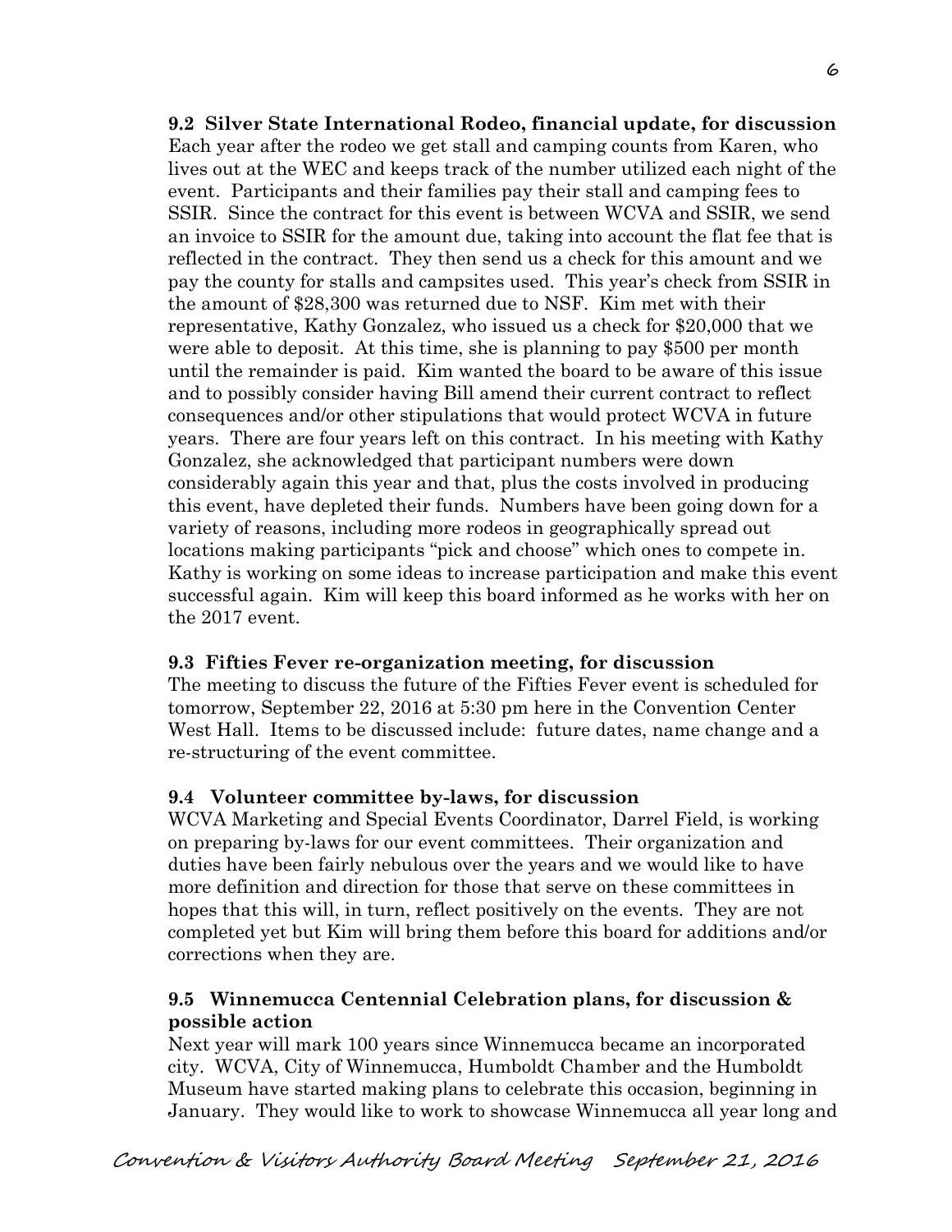**9.2 Silver State International Rodeo, financial update, for discussion**
Each year after the rodeo we get stall and camping counts from Karen, who lives out at the WEC and keeps track of the number utilized each night of the event. Participants and their families pay their stall and camping fees to SSIR. Since the contract for this event is between WCVA and SSIR, we send an invoice to SSIR for the amount due, taking into account the flat fee that is reflected in the contract. They then send us a check for this amount and we pay the county for stalls and campsites used. This year's check from SSIR in the amount of $28,300 was returned due to NSF. Kim met with their representative, Kathy Gonzalez, who issued us a check for $20,000 that we were able to deposit. At this time, she is planning to pay $500 per month until the remainder is paid. Kim wanted the board to be aware of this issue and to possibly consider having Bill amend their current contract to reflect consequences and/or other stipulations that would protect WCVA in future years. There are four years left on this contract. In his meeting with Kathy Gonzalez, she acknowledged that participant numbers were down considerably again this year and that, plus the costs involved in producing this event, have depleted their funds. Numbers have been going down for a variety of reasons, including more rodeos in geographically spread out locations making participants "pick and choose" which ones to compete in. Kathy is working on some ideas to increase participation and make this event successful again. Kim will keep this board informed as he works with her on the 2017 event.

**9.3 Fifties Fever re-organization meeting, for discussion**
The meeting to discuss the future of the Fifties Fever event is scheduled for tomorrow, September 22, 2016 at 5:30 pm here in the Convention Center West Hall. Items to be discussed include: future dates, name change and a re-structuring of the event committee.

**9.4 Volunteer committee by-laws, for discussion**
WCVA Marketing and Special Events Coordinator, Darrel Field, is working on preparing by-laws for our event committees. Their organization and duties have been fairly nebulous over the years and we would like to have more definition and direction for those that serve on these committees in hopes that this will, in turn, reflect positively on the events. They are not completed yet but Kim will bring them before this board for additions and/or corrections when they are.

**9.5 Winnemucca Centennial Celebration plans, for discussion & possible action**
Next year will mark 100 years since Winnemucca became an incorporated city. WCVA, City of Winnemucca, Humboldt Chamber and the Humboldt Museum have started making plans to celebrate this occasion, beginning in January. They would like to work to showcase Winnemucca all year long and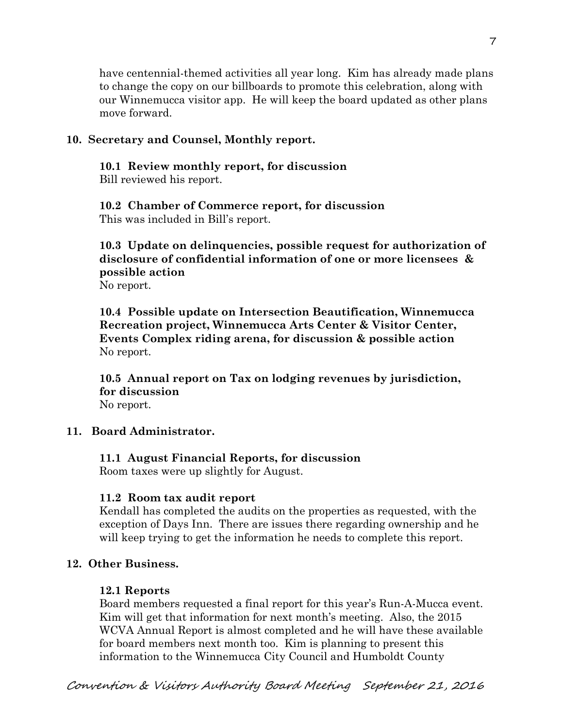have centennial-themed activities all year long. Kim has already made plans to change the copy on our billboards to promote this celebration, along with our Winnemucca visitor app. He will keep the board updated as other plans move forward.

**10. Secretary and Counsel, Monthly report.**

**10.1 Review monthly report, for discussion**
Bill reviewed his report.

**10.2 Chamber of Commerce report, for discussion**
This was included in Bill's report.

**10.3 Update on delinquencies, possible request for authorization of disclosure of confidential information of one or more licensees & possible action**
No report.

**10.4 Possible update on Intersection Beautification, Winnemucca Recreation project, Winnemucca Arts Center & Visitor Center, Events Complex riding arena, for discussion & possible action**
No report.

**10.5 Annual report on Tax on lodging revenues by jurisdiction, for discussion**
No report.

**11. Board Administrator.**

**11.1 August Financial Reports, for discussion**
Room taxes were up slightly for August.

**11.2 Room tax audit report**
Kendall has completed the audits on the properties as requested, with the exception of Days Inn. There are issues there regarding ownership and he will keep trying to get the information he needs to complete this report.

**12. Other Business.**

**12.1 Reports**
Board members requested a final report for this year's Run-A-Mucca event. Kim will get that information for next month's meeting. Also, the 2015 WCVA Annual Report is almost completed and he will have these available for board members next month too. Kim is planning to present this information to the Winnemucca City Council and Humboldt County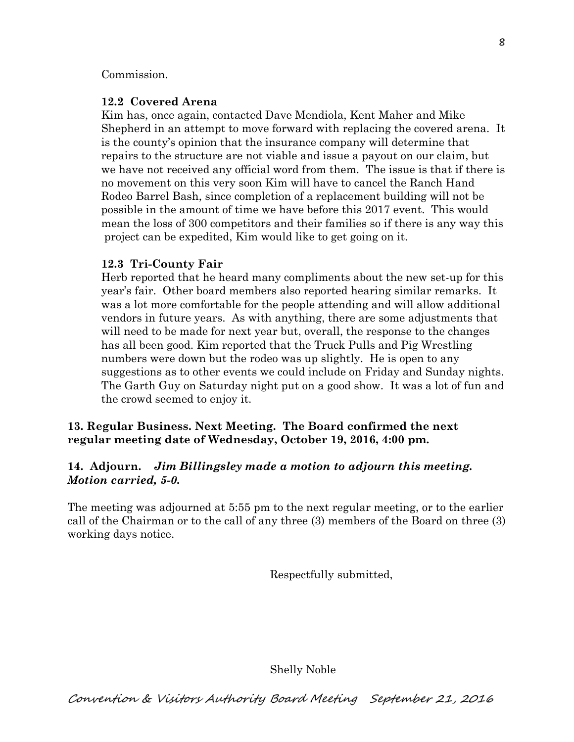Commission.

### 12.2 Covered Arena

Kim has, once again, contacted Dave Mendiola, Kent Maher and Mike Shepherd in an attempt to move forward with replacing the covered arena. It is the county's opinion that the insurance company will determine that repairs to the structure are not viable and issue a payout on our claim, but we have not received any official word from them. The issue is that if there is no movement on this very soon Kim will have to cancel the Ranch Hand Rodeo Barrel Bash, since completion of a replacement building will not be possible in the amount of time we have before this 2017 event. This would mean the loss of 300 competitors and their families so if there is any way this project can be expedited, Kim would like to get going on it.

### 12.3 Tri-County Fair

Herb reported that he heard many compliments about the new set-up for this year's fair. Other board members also reported hearing similar remarks. It was a lot more comfortable for the people attending and will allow additional vendors in future years. As with anything, there are some adjustments that will need to be made for next year but, overall, the response to the changes has all been good. Kim reported that the Truck Pulls and Pig Wrestling numbers were down but the rodeo was up slightly. He is open to any suggestions as to other events we could include on Friday and Sunday nights. The Garth Guy on Saturday night put on a good show. It was a lot of fun and the crowd seemed to enjoy it.

**13. Regular Business. Next Meeting. The Board confirmed the next regular meeting date of Wednesday, October 19, 2016, 4:00 pm.**

**14. Adjourn.** ***Jim Billingsley made a motion to adjourn this meeting. Motion carried, 5-0.***

The meeting was adjourned at 5:55 pm to the next regular meeting, or to the earlier call of the Chairman or to the call of any three (3) members of the Board on three (3) working days notice.

Respectfully submitted,

Shelly Noble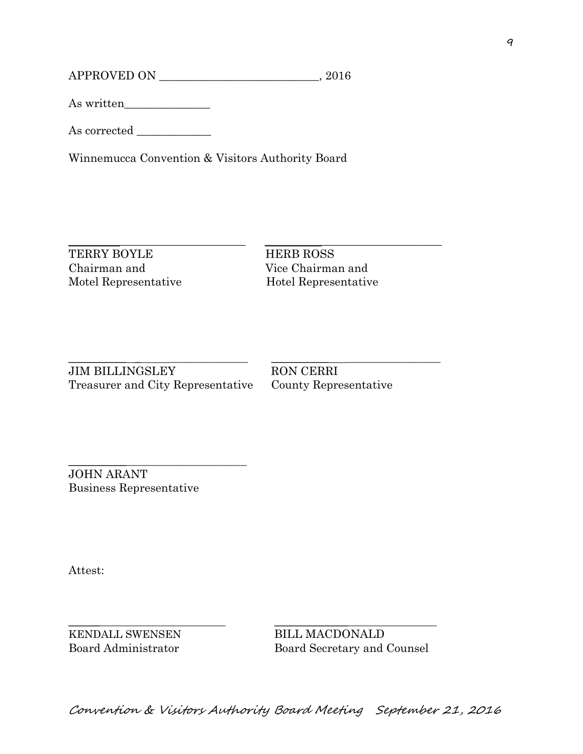APPROVED ON ___________________________, 2016

As written_______________

As corrected _____________

Winnemucca Convention & Visitors Authority Board

_______________________________ _______________________________

TERRY BOYLE
Chairman and
Motel Representative

HERB ROSS
Vice Chairman and
Hotel Representative

_______________________________ _______________________________

JIM BILLINGSLEY
Treasurer and City Representative

RON CERRI
County Representative

_______________________________

JOHN ARANT
Business Representative

Attest:

_______________________________ _______________________________

KENDALL SWENSEN
Board Administrator

BILL MACDONALD
Board Secretary and Counsel